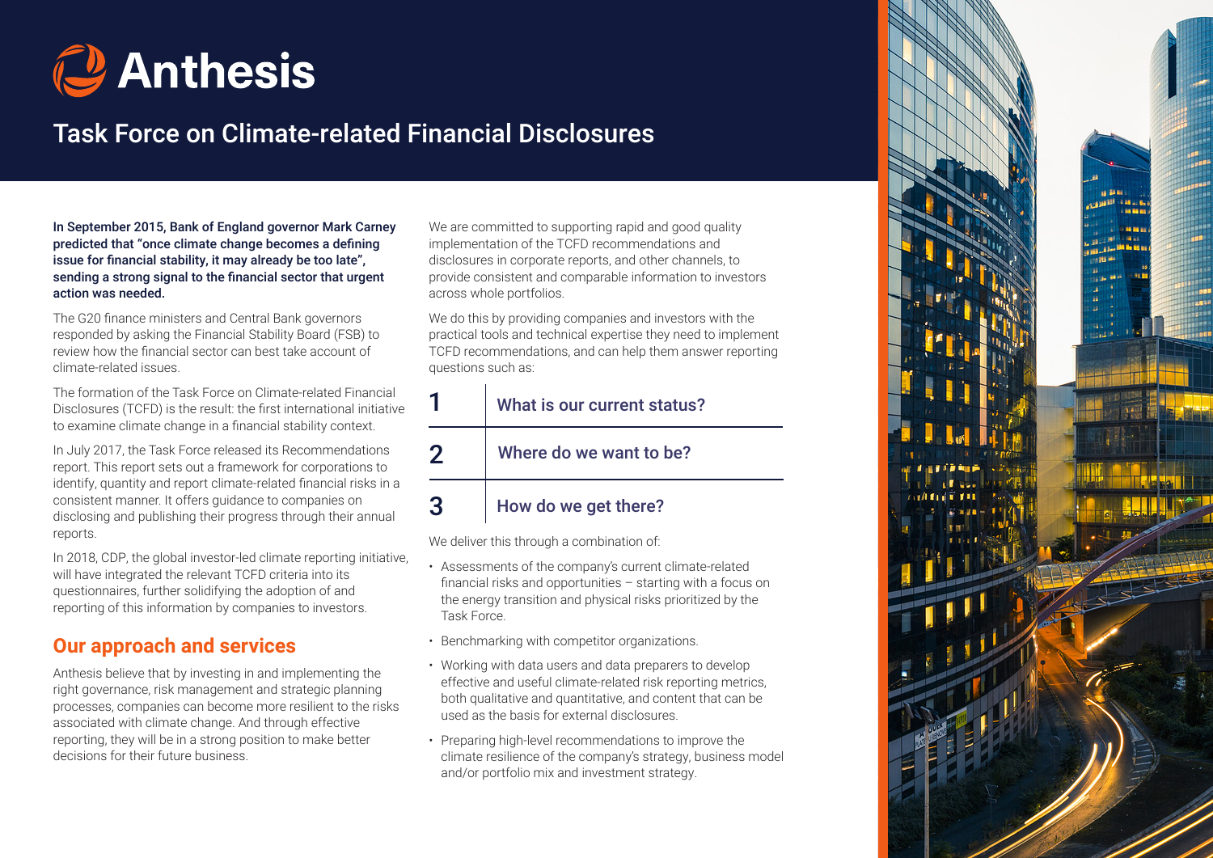# Anthesis

## Task Force on Climate-related Financial Disclosures

**In September 2015, Bank of England governor Mark Carney predicted that "once climate change becomes a defining issue for financial stability, it may already be too late", sending a strong signal to the financial sector that urgent action was needed.**

The G20 finance ministers and Central Bank governors responded by asking the Financial Stability Board (FSB) to review how the financial sector can best take account of climate-related issues.

The formation of the Task Force on Climate-related Financial Disclosures (TCFD) is the result: the first international initiative to examine climate change in a financial stability context.

In July 2017, the Task Force released its Recommendations report. This report sets out a framework for corporations to identify, quantity and report climate-related financial risks in a consistent manner. It offers guidance to companies on disclosing and publishing their progress through their annual reports.

In 2018, CDP, the global investor-led climate reporting initiative, will have integrated the relevant TCFD criteria into its questionnaires, further solidifying the adoption of and reporting of this information by companies to investors.

## Our approach and services

Anthesis believe that by investing in and implementing the right governance, risk management and strategic planning processes, companies can become more resilient to the risks associated with climate change. And through effective reporting, they will be in a strong position to make better decisions for their future business.

We are committed to supporting rapid and good quality implementation of the TCFD recommendations and disclosures in corporate reports, and other channels, to provide consistent and comparable information to investors across whole portfolios.

We do this by providing companies and investors with the practical tools and technical expertise they need to implement TCFD recommendations, and can help them answer reporting questions such as:

| | |
|---|---|
| 1 | **What is our current status?** |
| 2 | **Where do we want to be?** |
| 3 | **How do we get there?** |

We deliver this through a combination of:

- Assessments of the company's current climate-related financial risks and opportunities – starting with a focus on the energy transition and physical risks prioritized by the Task Force.
- Benchmarking with competitor organizations.
- Working with data users and data preparers to develop effective and useful climate-related risk reporting metrics, both qualitative and quantitative, and content that can be used as the basis for external disclosures.
- Preparing high-level recommendations to improve the climate resilience of the company's strategy, business model and/or portfolio mix and investment strategy.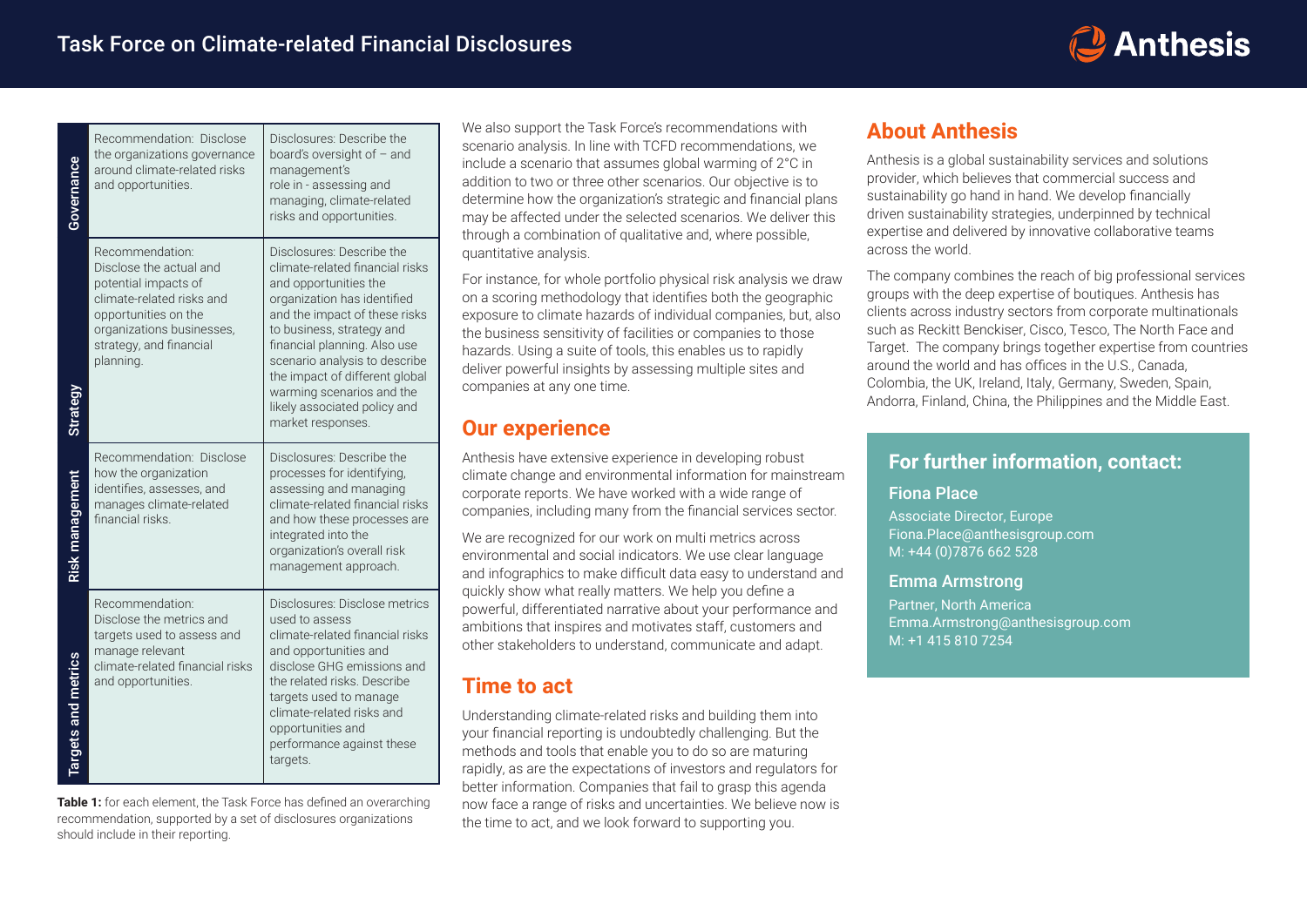| | | |
|---|---|---|
| Governance | Recommendation: Disclose the organizations governance around climate-related risks and opportunities. | Disclosures: Describe the board's oversight of – and management's role in - assessing and managing, climate-related risks and opportunities. |
| Strategy | Recommendation: Disclose the actual and potential impacts of climate-related risks and opportunities on the organizations businesses, strategy, and financial planning. | Disclosures: Describe the climate-related financial risks and opportunities the organization has identified and the impact of these risks to business, strategy and financial planning. Also use scenario analysis to describe the impact of different global warming scenarios and the likely associated policy and market responses. |
| Risk management | Recommendation: Disclose how the organization identifies, assesses, and manages climate-related financial risks. | Disclosures: Describe the processes for identifying, assessing and managing climate-related financial risks and how these processes are integrated into the organization's overall risk management approach. |
| Targets and metrics | Recommendation: Disclose the metrics and targets used to assess and manage relevant climate-related financial risks and opportunities. | Disclosures: Disclose metrics used to assess climate-related financial risks and opportunities and disclose GHG emissions and the related risks. Describe targets used to manage climate-related risks and opportunities and performance against these targets. |

**Table 1:** for each element, the Task Force has defined an overarching recommendation, supported by a set of disclosures organizations should include in their reporting.

We also support the Task Force's recommendations with scenario analysis. In line with TCFD recommendations, we include a scenario that assumes global warming of 2°C in addition to two or three other scenarios. Our objective is to determine how the organization's strategic and financial plans may be affected under the selected scenarios. We deliver this through a combination of qualitative and, where possible, quantitative analysis.

For instance, for whole portfolio physical risk analysis we draw on a scoring methodology that identifies both the geographic exposure to climate hazards of individual companies, but, also the business sensitivity of facilities or companies to those hazards. Using a suite of tools, this enables us to rapidly deliver powerful insights by assessing multiple sites and companies at any one time.

## Our experience

Anthesis have extensive experience in developing robust climate change and environmental information for mainstream corporate reports. We have worked with a wide range of companies, including many from the financial services sector.

We are recognized for our work on multi metrics across environmental and social indicators. We use clear language and infographics to make difficult data easy to understand and quickly show what really matters. We help you define a powerful, differentiated narrative about your performance and ambitions that inspires and motivates staff, customers and other stakeholders to understand, communicate and adapt.

## Time to act

Understanding climate-related risks and building them into your financial reporting is undoubtedly challenging. But the methods and tools that enable you to do so are maturing rapidly, as are the expectations of investors and regulators for better information. Companies that fail to grasp this agenda now face a range of risks and uncertainties. We believe now is the time to act, and we look forward to supporting you.

## About Anthesis

Anthesis is a global sustainability services and solutions provider, which believes that commercial success and sustainability go hand in hand. We develop financially driven sustainability strategies, underpinned by technical expertise and delivered by innovative collaborative teams across the world.

The company combines the reach of big professional services groups with the deep expertise of boutiques. Anthesis has clients across industry sectors from corporate multinationals such as Reckitt Benckiser, Cisco, Tesco, The North Face and Target. The company brings together expertise from countries around the world and has offices in the U.S., Canada, Colombia, the UK, Ireland, Italy, Germany, Sweden, Spain, Andorra, Finland, China, the Philippines and the Middle East.

## For further information, contact:

### Fiona Place

Associate Director, Europe
Fiona.Place@anthesisgroup.com
M: +44 (0)7876 662 528

### Emma Armstrong

Partner, North America
Emma.Armstrong@anthesisgroup.com
M: +1 415 810 7254